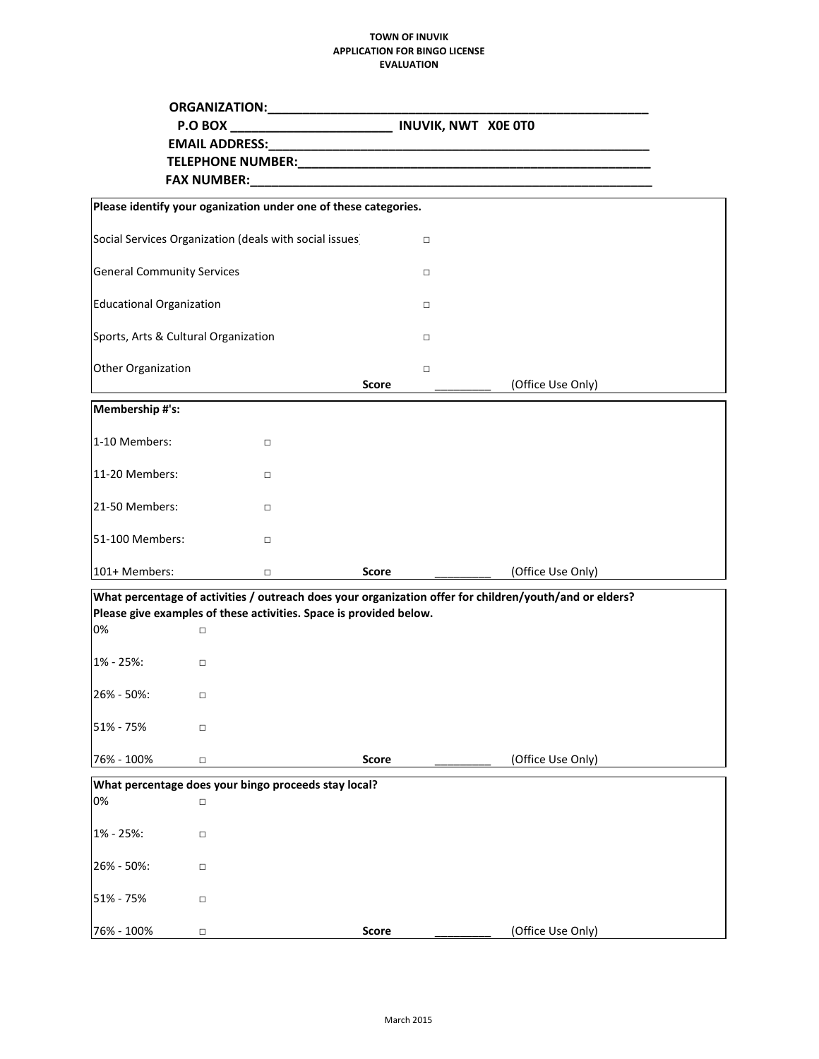**TOWN OF INUVIK**
**APPLICATION FOR BINGO LICENSE**
**EVALUATION**

**ORGANIZATION:**_______________________________________________________

**P.O BOX** ______________________ **INUVIK, NWT X0E 0T0**

**EMAIL ADDRESS:**_______________________________________________________

**TELEPHONE NUMBER:**___________________________________________________

**FAX NUMBER:**__________________________________________________________

**Please identify your oganization under one of these categories.**

| | |
|---|---|
| Social Services Organization (deals with social issues) | □ |
| General Community Services | □ |
| Educational Organization | □ |
| Sports, Arts & Cultural Organization | □ |
| Other Organization | □ |

**Score** _________ (Office Use Only)

**Membership #'s:**

| | |
|---|---|
| 1-10 Members: | □ |
| 11-20 Members: | □ |
| 21-50 Members: | □ |
| 51-100 Members: | □ |
| 101+ Members: | □ |

**Score** _________ (Office Use Only)

**What percentage of activities / outreach does your organization offer for children/youth/and or elders?**
**Please give examples of these activities. Space is provided below.**

| | |
|---|---|
| 0% | □ |
| 1% - 25%: | □ |
| 26% - 50%: | □ |
| 51% - 75% | □ |
| 76% - 100% | □ |

**Score** _________ (Office Use Only)

**What percentage does your bingo proceeds stay local?**

| | |
|---|---|
| 0% | □ |
| 1% - 25%: | □ |
| 26% - 50%: | □ |
| 51% - 75% | □ |
| 76% - 100% | □ |

**Score** _________ (Office Use Only)

March 2015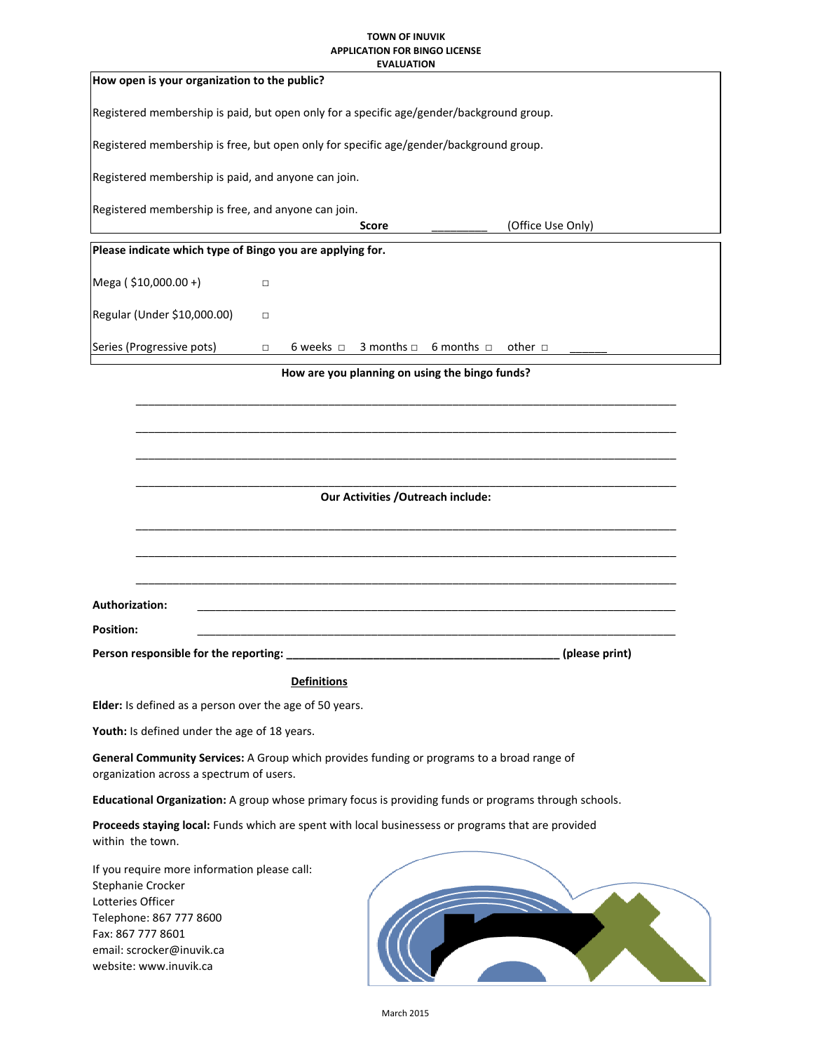**TOWN OF INUVIK**
**APPLICATION FOR BINGO LICENSE**
**EVALUATION**

**How open is your organization to the public?**

Registered membership is paid, but open only for a specific age/gender/background group.

Registered membership is free, but open only for specific age/gender/background group.

Registered membership is paid, and anyone can join.

Registered membership is free, and anyone can join.

**Score** _________ (Office Use Only)

**Please indicate which type of Bingo you are applying for.**

Mega ( $10,000.00 +) □

Regular (Under $10,000.00) □

Series (Progressive pots) □ 6 weeks □ 3 months □ 6 months □ other □ ______

**How are you planning on using the bingo funds?**

_______________________________________________________________________________

_______________________________________________________________________________

_______________________________________________________________________________

_______________________________________________________________________________

**Our Activities /Outreach include:**

_______________________________________________________________________________

_______________________________________________________________________________

_______________________________________________________________________________

**Authorization:** _______________________________________________________________________

**Position:** _______________________________________________________________________

**Person responsible for the reporting:** _____________________________________________ **(please print)**

**Definitions**

**Elder:** Is defined as a person over the age of 50 years.

**Youth:** Is defined under the age of 18 years.

**General Community Services:** A Group which provides funding or programs to a broad range of organization across a spectrum of users.

**Educational Organization:** A group whose primary focus is providing funds or programs through schools.

**Proceeds staying local:** Funds which are spent with local businessess or programs that are provided within the town.

If you require more information please call:
Stephanie Crocker
Lotteries Officer
Telephone: 867 777 8600
Fax: 867 777 8601
email: scrocker@inuvik.ca
website: www.inuvik.ca

March 2015